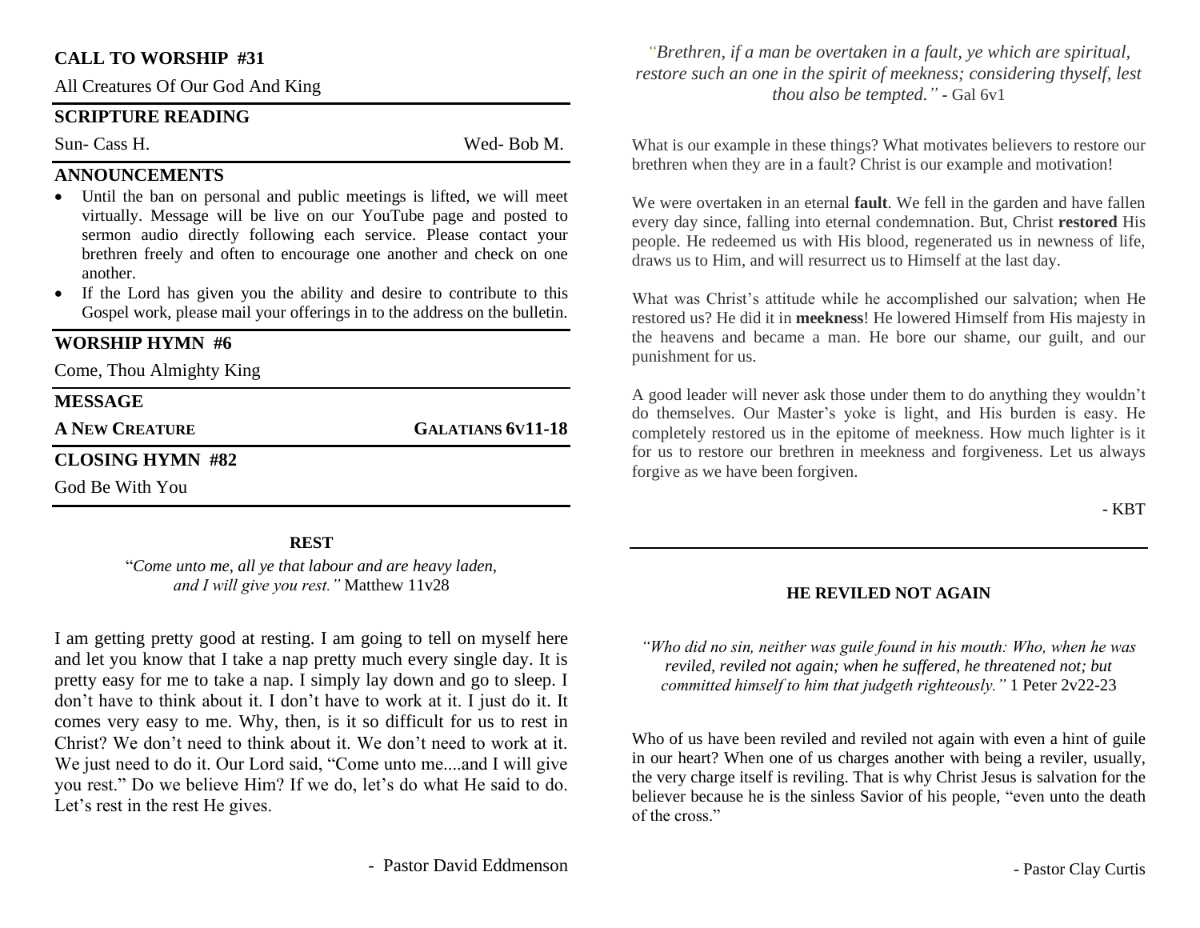## CALL TO WORSHIP #31

All Creatures Of Our God And King

## SCRIPTURE READING

Sun- Cass H. Wed- Bob M.

## ANNOUNCEMENTS

- Until the ban on personal and public meetings is lifted, we will meet virtually. Message will be live on our YouTube page and posted to sermon audio directly following each service. Please contact your brethren freely and often to encourage one another and check on one another.
- If the Lord has given you the ability and desire to contribute to this Gospel work, please mail your offerings in to the address on the bulletin.

## WORSHIP HYMN #6

Come, Thou Almighty King

## MESSAGE

**A NEW CREATURE** **GALATIANS 6V11-18**

## CLOSING HYMN #82

God Be With You

### REST

"*Come unto me, all ye that labour and are heavy laden, and I will give you rest."* Matthew 11v28

I am getting pretty good at resting. I am going to tell on myself here and let you know that I take a nap pretty much every single day. It is pretty easy for me to take a nap. I simply lay down and go to sleep. I don't have to think about it. I don't have to work at it. I just do it. It comes very easy to me. Why, then, is it so difficult for us to rest in Christ? We don't need to think about it. We don't need to work at it. We just need to do it. Our Lord said, "Come unto me....and I will give you rest." Do we believe Him? If we do, let's do what He said to do. Let's rest in the rest He gives.

\- Pastor David Eddmenson

*"Brethren, if a man be overtaken in a fault, ye which are spiritual, restore such an one in the spirit of meekness; considering thyself, lest thou also be tempted."* - Gal 6v1

What is our example in these things? What motivates believers to restore our brethren when they are in a fault? Christ is our example and motivation!

We were overtaken in an eternal **fault**. We fell in the garden and have fallen every day since, falling into eternal condemnation. But, Christ **restored** His people. He redeemed us with His blood, regenerated us in newness of life, draws us to Him, and will resurrect us to Himself at the last day.

What was Christ's attitude while he accomplished our salvation; when He restored us? He did it in **meekness**! He lowered Himself from His majesty in the heavens and became a man. He bore our shame, our guilt, and our punishment for us.

A good leader will never ask those under them to do anything they wouldn't do themselves. Our Master's yoke is light, and His burden is easy. He completely restored us in the epitome of meekness. How much lighter is it for us to restore our brethren in meekness and forgiveness. Let us always forgive as we have been forgiven.

\- KBT

### HE REVILED NOT AGAIN

*"Who did no sin, neither was guile found in his mouth: Who, when he was reviled, reviled not again; when he suffered, he threatened not; but committed himself to him that judgeth righteously."* 1 Peter 2v22-23

Who of us have been reviled and reviled not again with even a hint of guile in our heart? When one of us charges another with being a reviler, usually, the very charge itself is reviling. That is why Christ Jesus is salvation for the believer because he is the sinless Savior of his people, "even unto the death of the cross."

\- Pastor Clay Curtis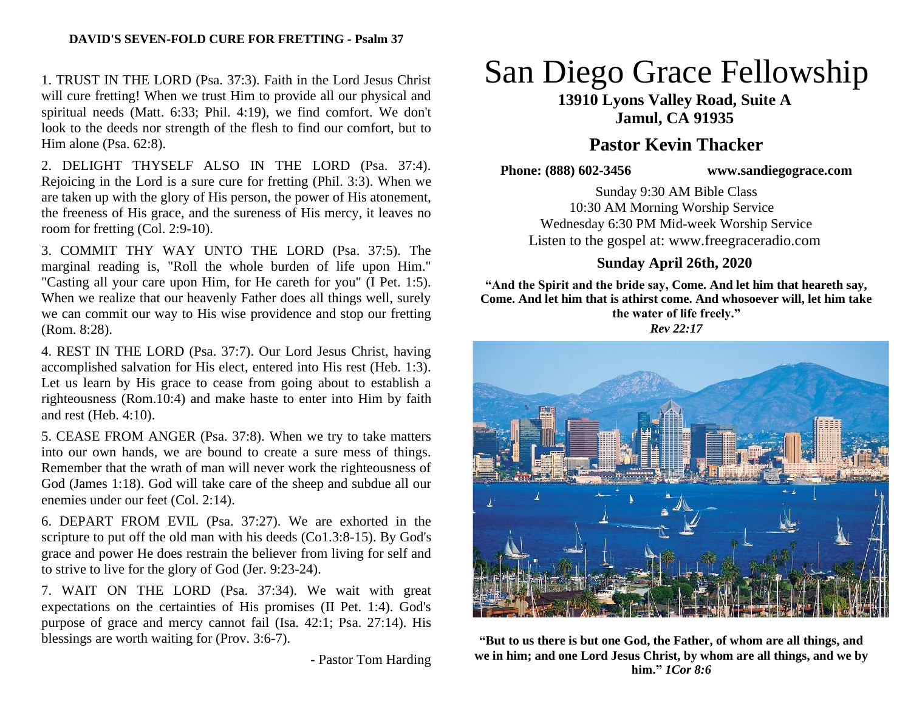**DAVID'S SEVEN-FOLD CURE FOR FRETTING - Psalm 37**

1. TRUST IN THE LORD (Psa. 37:3). Faith in the Lord Jesus Christ will cure fretting! When we trust Him to provide all our physical and spiritual needs (Matt. 6:33; Phil. 4:19), we find comfort. We don't look to the deeds nor strength of the flesh to find our comfort, but to Him alone (Psa. 62:8).

2. DELIGHT THYSELF ALSO IN THE LORD (Psa. 37:4). Rejoicing in the Lord is a sure cure for fretting (Phil. 3:3). When we are taken up with the glory of His person, the power of His atonement, the freeness of His grace, and the sureness of His mercy, it leaves no room for fretting (Col. 2:9-10).

3. COMMIT THY WAY UNTO THE LORD (Psa. 37:5). The marginal reading is, "Roll the whole burden of life upon Him." "Casting all your care upon Him, for He careth for you" (I Pet. 1:5). When we realize that our heavenly Father does all things well, surely we can commit our way to His wise providence and stop our fretting (Rom. 8:28).

4. REST IN THE LORD (Psa. 37:7). Our Lord Jesus Christ, having accomplished salvation for His elect, entered into His rest (Heb. 1:3). Let us learn by His grace to cease from going about to establish a righteousness (Rom.10:4) and make haste to enter into Him by faith and rest (Heb. 4:10).

5. CEASE FROM ANGER (Psa. 37:8). When we try to take matters into our own hands, we are bound to create a sure mess of things. Remember that the wrath of man will never work the righteousness of God (James 1:18). God will take care of the sheep and subdue all our enemies under our feet (Col. 2:14).

6. DEPART FROM EVIL (Psa. 37:27). We are exhorted in the scripture to put off the old man with his deeds (Co1.3:8-15). By God's grace and power He does restrain the believer from living for self and to strive to live for the glory of God (Jer. 9:23-24).

7. WAIT ON THE LORD (Psa. 37:34). We wait with great expectations on the certainties of His promises (II Pet. 1:4). God's purpose of grace and mercy cannot fail (Isa. 42:1; Psa. 27:14). His blessings are worth waiting for (Prov. 3:6-7).

- Pastor Tom Harding

# San Diego Grace Fellowship

**13910 Lyons Valley Road, Suite A**
**Jamul, CA 91935**

## Pastor Kevin Thacker

**Phone: (888) 602-3456** **www.sandiegograce.com**

Sunday 9:30 AM Bible Class
10:30 AM Morning Worship Service
Wednesday 6:30 PM Mid-week Worship Service
Listen to the gospel at: www.freegraceradio.com

### Sunday April 26th, 2020

**"And the Spirit and the bride say, Come. And let him that heareth say, Come. And let him that is athirst come. And whosoever will, let him take the water of life freely."**
***Rev 22:17***

**"But to us there is but one God, the Father, of whom are all things, and we in him; and one Lord Jesus Christ, by whom are all things, and we by him."** ***1Cor 8:6***